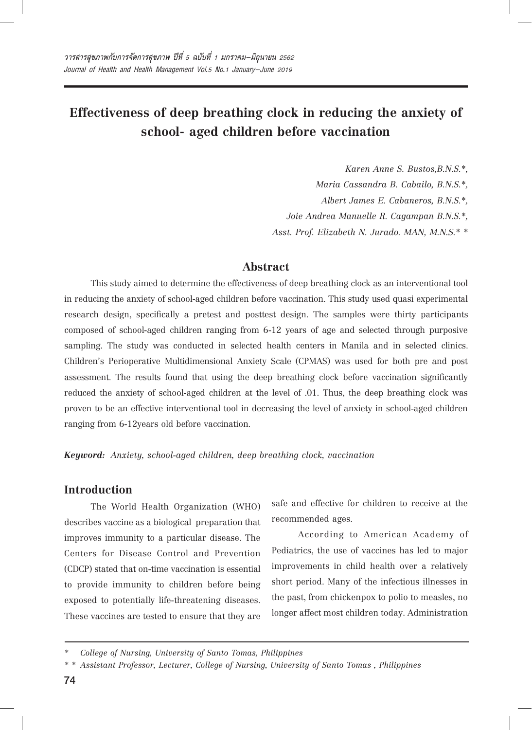# Effectiveness of deep breathing clock in reducing the anxiety of school- aged children before vaccination

*Karen Anne S. Bustos,B.N.S.\*,*
*Maria Cassandra B. Cabailo, B.N.S.\*,*
*Albert James E. Cabaneros, B.N.S.\*,*
*Joie Andrea Manuelle R. Cagampan B.N.S.\*,*
*Asst. Prof. Elizabeth N. Jurado. MAN, M.N.S.\* \**

## Abstract

This study aimed to determine the effectiveness of deep breathing clock as an interventional tool in reducing the anxiety of school-aged children before vaccination. This study used quasi experimental research design, specifically a pretest and posttest design. The samples were thirty participants composed of school-aged children ranging from 6-12 years of age and selected through purposive sampling. The study was conducted in selected health centers in Manila and in selected clinics. Children's Perioperative Multidimensional Anxiety Scale (CPMAS) was used for both pre and post assessment. The results found that using the deep breathing clock before vaccination significantly reduced the anxiety of school-aged children at the level of .01. Thus, the deep breathing clock was proven to be an effective interventional tool in decreasing the level of anxiety in school-aged children ranging from 6-12years old before vaccination.

***Keyword:*** *Anxiety, school-aged children, deep breathing clock, vaccination*

## Introduction

The World Health Organization (WHO) describes vaccine as a biological preparation that improves immunity to a particular disease. The Centers for Disease Control and Prevention (CDCP) stated that on-time vaccination is essential to provide immunity to children before being exposed to potentially life-threatening diseases. These vaccines are tested to ensure that they are safe and effective for children to receive at the recommended ages.

According to American Academy of Pediatrics, the use of vaccines has led to major improvements in child health over a relatively short period. Many of the infectious illnesses in the past, from chickenpox to polio to measles, no longer affect most children today. Administration

---

\* College of Nursing, University of Santo Tomas, Philippines

\* \* Assistant Professor, Lecturer, College of Nursing, University of Santo Tomas , Philippines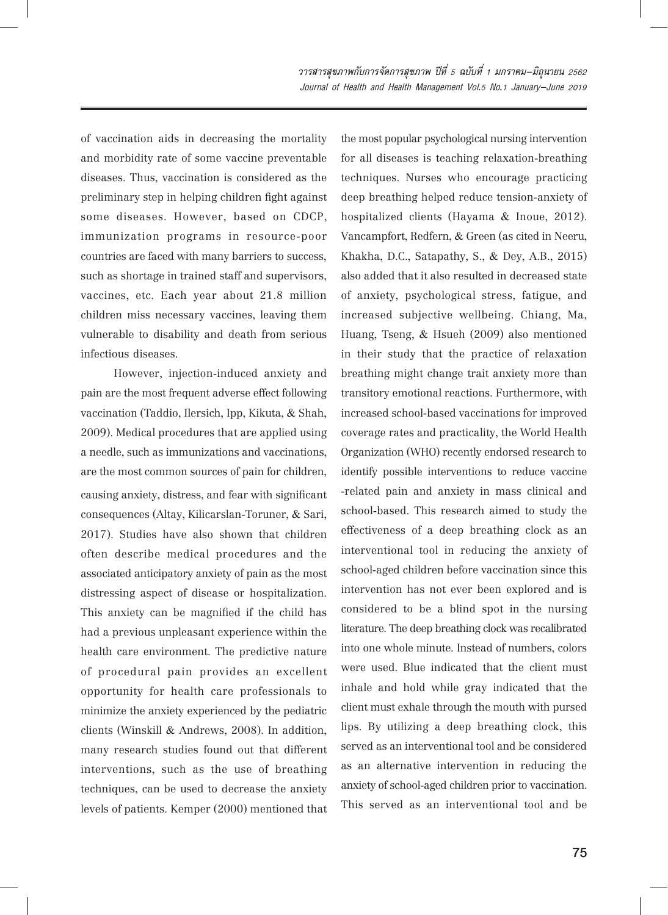of vaccination aids in decreasing the mortality and morbidity rate of some vaccine preventable diseases. Thus, vaccination is considered as the preliminary step in helping children fight against some diseases. However, based on CDCP, immunization programs in resource-poor countries are faced with many barriers to success, such as shortage in trained staff and supervisors, vaccines, etc. Each year about 21.8 million children miss necessary vaccines, leaving them vulnerable to disability and death from serious infectious diseases.

However, injection-induced anxiety and pain are the most frequent adverse effect following vaccination (Taddio, Ilersich, Ipp, Kikuta, & Shah, 2009). Medical procedures that are applied using a needle, such as immunizations and vaccinations, are the most common sources of pain for children, causing anxiety, distress, and fear with significant consequences (Altay, Kilicarslan-Toruner, & Sari, 2017). Studies have also shown that children often describe medical procedures and the associated anticipatory anxiety of pain as the most distressing aspect of disease or hospitalization. This anxiety can be magnified if the child has had a previous unpleasant experience within the health care environment. The predictive nature of procedural pain provides an excellent opportunity for health care professionals to minimize the anxiety experienced by the pediatric clients (Winskill & Andrews, 2008). In addition, many research studies found out that different interventions, such as the use of breathing techniques, can be used to decrease the anxiety levels of patients. Kemper (2000) mentioned that the most popular psychological nursing intervention for all diseases is teaching relaxation-breathing techniques. Nurses who encourage practicing deep breathing helped reduce tension-anxiety of hospitalized clients (Hayama & Inoue, 2012). Vancampfort, Redfern, & Green (as cited in Neeru, Khakha, D.C., Satapathy, S., & Dey, A.B., 2015) also added that it also resulted in decreased state of anxiety, psychological stress, fatigue, and increased subjective wellbeing. Chiang, Ma, Huang, Tseng, & Hsueh (2009) also mentioned in their study that the practice of relaxation breathing might change trait anxiety more than transitory emotional reactions. Furthermore, with increased school-based vaccinations for improved coverage rates and practicality, the World Health Organization (WHO) recently endorsed research to identify possible interventions to reduce vaccine -related pain and anxiety in mass clinical and school-based. This research aimed to study the effectiveness of a deep breathing clock as an interventional tool in reducing the anxiety of school-aged children before vaccination since this intervention has not ever been explored and is considered to be a blind spot in the nursing literature. The deep breathing clock was recalibrated into one whole minute. Instead of numbers, colors were used. Blue indicated that the client must inhale and hold while gray indicated that the client must exhale through the mouth with pursed lips. By utilizing a deep breathing clock, this served as an interventional tool and be considered as an alternative intervention in reducing the anxiety of school-aged children prior to vaccination. This served as an interventional tool and be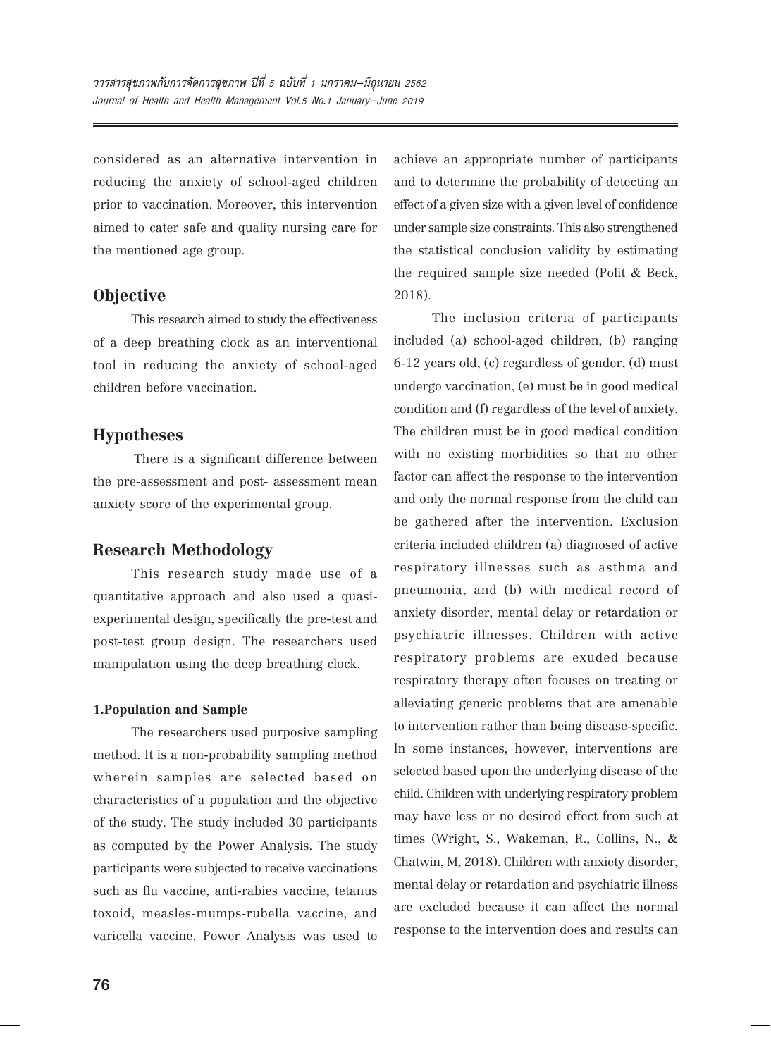considered as an alternative intervention in reducing the anxiety of school-aged children prior to vaccination. Moreover, this intervention aimed to cater safe and quality nursing care for the mentioned age group.

## Objective

This research aimed to study the effectiveness of a deep breathing clock as an interventional tool in reducing the anxiety of school-aged children before vaccination.

## Hypotheses

There is a significant difference between the pre-assessment and post- assessment mean anxiety score of the experimental group.

## Research Methodology

This research study made use of a quantitative approach and also used a quasi-experimental design, specifically the pre-test and post-test group design. The researchers used manipulation using the deep breathing clock.

### 1.Population and Sample

The researchers used purposive sampling method. It is a non-probability sampling method wherein samples are selected based on characteristics of a population and the objective of the study. The study included 30 participants as computed by the Power Analysis. The study participants were subjected to receive vaccinations such as flu vaccine, anti-rabies vaccine, tetanus toxoid, measles-mumps-rubella vaccine, and varicella vaccine. Power Analysis was used to achieve an appropriate number of participants and to determine the probability of detecting an effect of a given size with a given level of confidence under sample size constraints. This also strengthened the statistical conclusion validity by estimating the required sample size needed (Polit & Beck, 2018).

The inclusion criteria of participants included (a) school-aged children, (b) ranging 6-12 years old, (c) regardless of gender, (d) must undergo vaccination, (e) must be in good medical condition and (f) regardless of the level of anxiety. The children must be in good medical condition with no existing morbidities so that no other factor can affect the response to the intervention and only the normal response from the child can be gathered after the intervention. Exclusion criteria included children (a) diagnosed of active respiratory illnesses such as asthma and pneumonia, and (b) with medical record of anxiety disorder, mental delay or retardation or psychiatric illnesses. Children with active respiratory problems are exuded because respiratory therapy often focuses on treating or alleviating generic problems that are amenable to intervention rather than being disease-specific. In some instances, however, interventions are selected based upon the underlying disease of the child. Children with underlying respiratory problem may have less or no desired effect from such at times (Wright, S., Wakeman, R., Collins, N., & Chatwin, M, 2018). Children with anxiety disorder, mental delay or retardation and psychiatric illness are excluded because it can affect the normal response to the intervention does and results can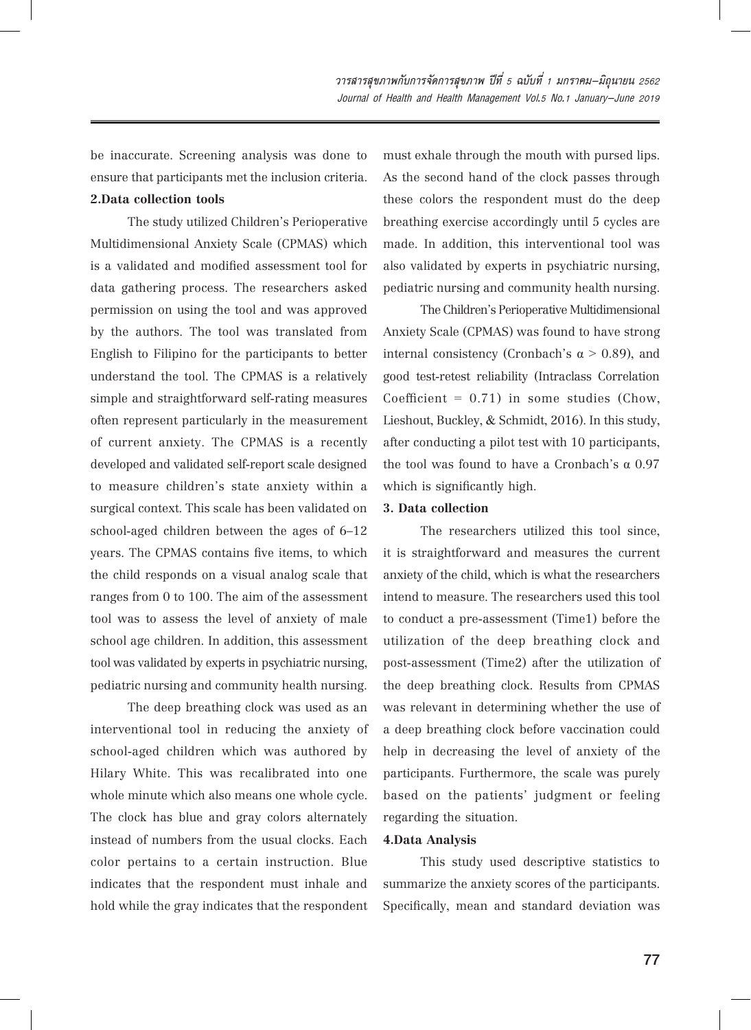be inaccurate. Screening analysis was done to ensure that participants met the inclusion criteria.

**2.Data collection tools**

The study utilized Children's Perioperative Multidimensional Anxiety Scale (CPMAS) which is a validated and modified assessment tool for data gathering process. The researchers asked permission on using the tool and was approved by the authors. The tool was translated from English to Filipino for the participants to better understand the tool. The CPMAS is a relatively simple and straightforward self-rating measures often represent particularly in the measurement of current anxiety. The CPMAS is a recently developed and validated self-report scale designed to measure children's state anxiety within a surgical context. This scale has been validated on school-aged children between the ages of 6–12 years. The CPMAS contains five items, to which the child responds on a visual analog scale that ranges from 0 to 100. The aim of the assessment tool was to assess the level of anxiety of male school age children. In addition, this assessment tool was validated by experts in psychiatric nursing, pediatric nursing and community health nursing.

The deep breathing clock was used as an interventional tool in reducing the anxiety of school-aged children which was authored by Hilary White. This was recalibrated into one whole minute which also means one whole cycle. The clock has blue and gray colors alternately instead of numbers from the usual clocks. Each color pertains to a certain instruction. Blue indicates that the respondent must inhale and hold while the gray indicates that the respondent must exhale through the mouth with pursed lips. As the second hand of the clock passes through these colors the respondent must do the deep breathing exercise accordingly until 5 cycles are made. In addition, this interventional tool was also validated by experts in psychiatric nursing, pediatric nursing and community health nursing.

The Children's Perioperative Multidimensional Anxiety Scale (CPMAS) was found to have strong internal consistency (Cronbach's $\alpha > 0.89$), and good test-retest reliability (Intraclass Correlation Coefficient = 0.71) in some studies (Chow, Lieshout, Buckley, & Schmidt, 2016). In this study, after conducting a pilot test with 10 participants, the tool was found to have a Cronbach's $\alpha$ 0.97 which is significantly high.

**3. Data collection**

The researchers utilized this tool since, it is straightforward and measures the current anxiety of the child, which is what the researchers intend to measure. The researchers used this tool to conduct a pre-assessment (Time1) before the utilization of the deep breathing clock and post-assessment (Time2) after the utilization of the deep breathing clock. Results from CPMAS was relevant in determining whether the use of a deep breathing clock before vaccination could help in decreasing the level of anxiety of the participants. Furthermore, the scale was purely based on the patients' judgment or feeling regarding the situation.

**4.Data Analysis**

This study used descriptive statistics to summarize the anxiety scores of the participants. Specifically, mean and standard deviation was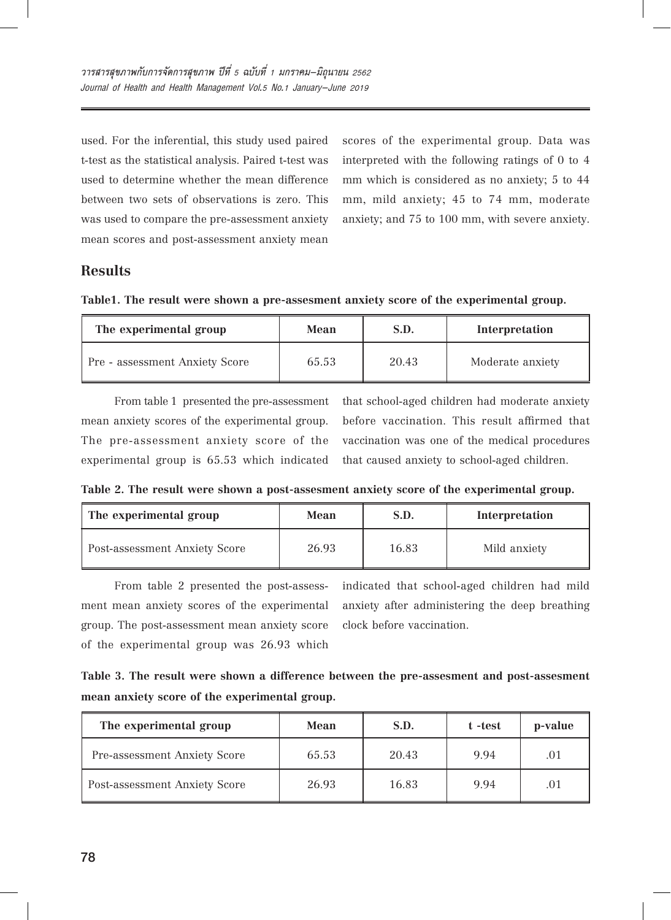used. For the inferential, this study used paired t-test as the statistical analysis. Paired t-test was used to determine whether the mean difference between two sets of observations is zero. This was used to compare the pre-assessment anxiety mean scores and post-assessment anxiety mean scores of the experimental group. Data was interpreted with the following ratings of 0 to 4 mm which is considered as no anxiety; 5 to 44 mm, mild anxiety; 45 to 74 mm, moderate anxiety; and 75 to 100 mm, with severe anxiety.

## Results

**Table1. The result were shown a pre-assesment anxiety score of the experimental group.**

| The experimental group | Mean | S.D. | Interpretation |
|---|---|---|---|
| Pre - assessment Anxiety Score | 65.53 | 20.43 | Moderate anxiety |

From table 1 presented the pre-assessment mean anxiety scores of the experimental group. The pre-assessment anxiety score of the experimental group is 65.53 which indicated that school-aged children had moderate anxiety before vaccination. This result affirmed that vaccination was one of the medical procedures that caused anxiety to school-aged children.

**Table 2. The result were shown a post-assesment anxiety score of the experimental group.**

| The experimental group | Mean | S.D. | Interpretation |
|---|---|---|---|
| Post-assessment Anxiety Score | 26.93 | 16.83 | Mild anxiety |

From table 2 presented the post-assessment mean anxiety scores of the experimental group. The post-assessment mean anxiety score of the experimental group was 26.93 which indicated that school-aged children had mild anxiety after administering the deep breathing clock before vaccination.

**Table 3. The result were shown a difference between the pre-assesment and post-assesment mean anxiety score of the experimental group.**

| The experimental group | Mean | S.D. | t -test | p-value |
|---|---|---|---|---|
| Pre-assessment Anxiety Score | 65.53 | 20.43 | 9.94 | .01 |
| Post-assessment Anxiety Score | 26.93 | 16.83 | 9.94 | .01 |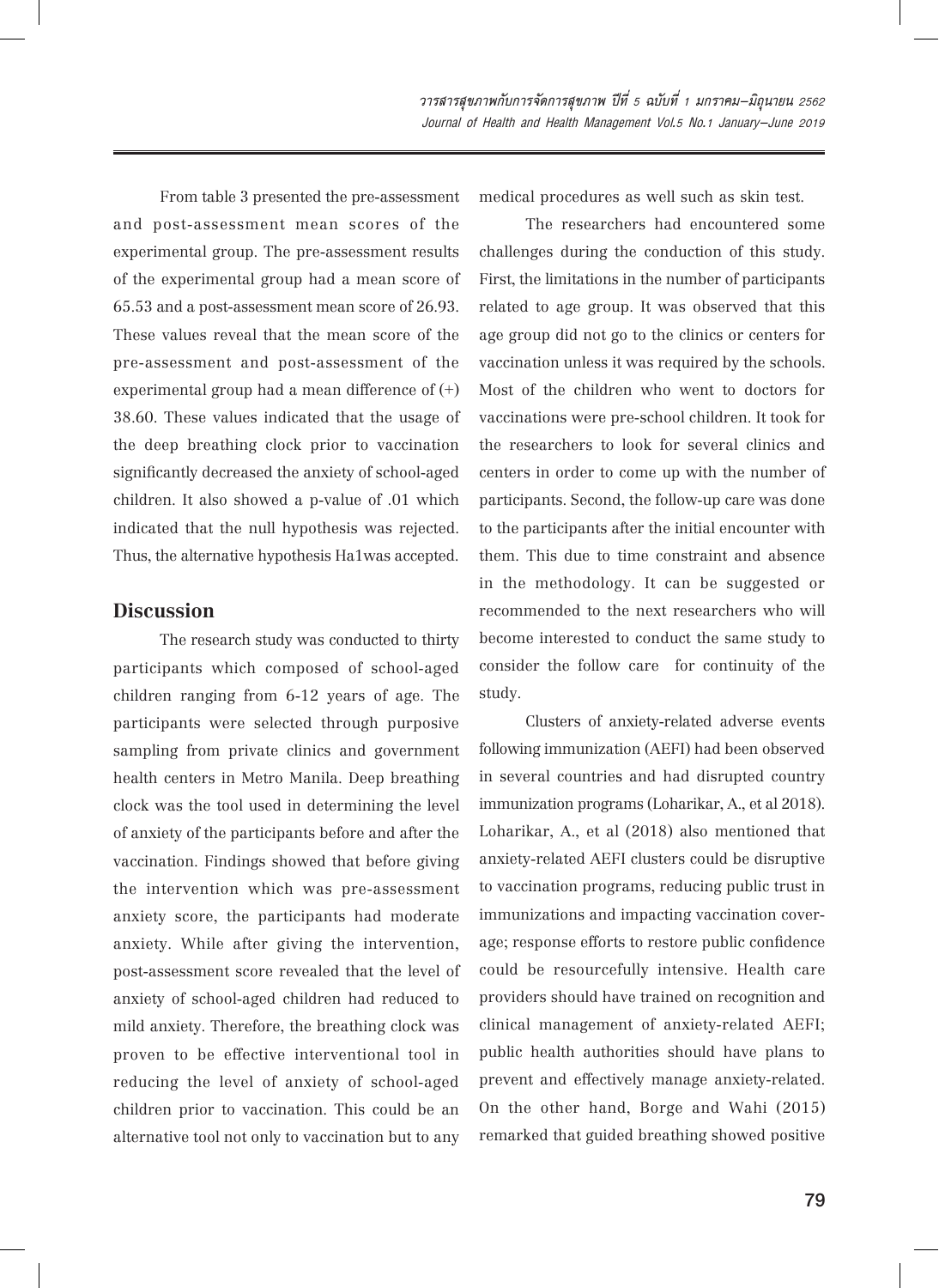From table 3 presented the pre-assessment and post-assessment mean scores of the experimental group. The pre-assessment results of the experimental group had a mean score of 65.53 and a post-assessment mean score of 26.93. These values reveal that the mean score of the pre-assessment and post-assessment of the experimental group had a mean difference of (+) 38.60. These values indicated that the usage of the deep breathing clock prior to vaccination significantly decreased the anxiety of school-aged children. It also showed a p-value of .01 which indicated that the null hypothesis was rejected. Thus, the alternative hypothesis Ha1was accepted.

## Discussion

The research study was conducted to thirty participants which composed of school-aged children ranging from 6-12 years of age. The participants were selected through purposive sampling from private clinics and government health centers in Metro Manila. Deep breathing clock was the tool used in determining the level of anxiety of the participants before and after the vaccination. Findings showed that before giving the intervention which was pre-assessment anxiety score, the participants had moderate anxiety. While after giving the intervention, post-assessment score revealed that the level of anxiety of school-aged children had reduced to mild anxiety. Therefore, the breathing clock was proven to be effective interventional tool in reducing the level of anxiety of school-aged children prior to vaccination. This could be an alternative tool not only to vaccination but to any medical procedures as well such as skin test.

The researchers had encountered some challenges during the conduction of this study. First, the limitations in the number of participants related to age group. It was observed that this age group did not go to the clinics or centers for vaccination unless it was required by the schools. Most of the children who went to doctors for vaccinations were pre-school children. It took for the researchers to look for several clinics and centers in order to come up with the number of participants. Second, the follow-up care was done to the participants after the initial encounter with them. This due to time constraint and absence in the methodology. It can be suggested or recommended to the next researchers who will become interested to conduct the same study to consider the follow care  for continuity of the study.

Clusters of anxiety-related adverse events following immunization (AEFI) had been observed in several countries and had disrupted country immunization programs (Loharikar, A., et al 2018). Loharikar, A., et al (2018) also mentioned that anxiety-related AEFI clusters could be disruptive to vaccination programs, reducing public trust in immunizations and impacting vaccination coverage; response efforts to restore public confidence could be resourcefully intensive. Health care providers should have trained on recognition and clinical management of anxiety-related AEFI; public health authorities should have plans to prevent and effectively manage anxiety-related. On the other hand, Borge and Wahi (2015) remarked that guided breathing showed positive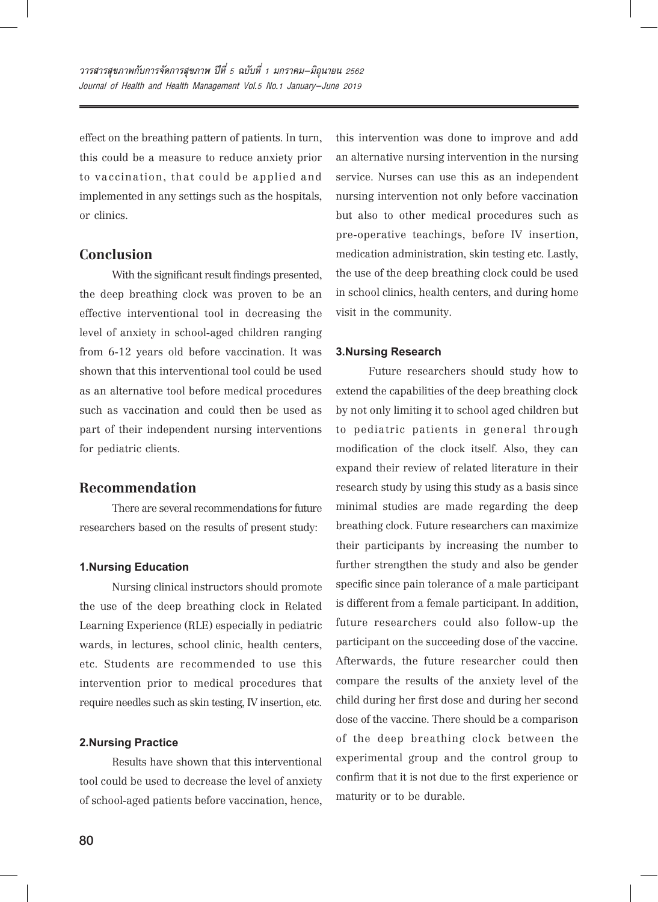effect on the breathing pattern of patients. In turn, this could be a measure to reduce anxiety prior to vaccination, that could be applied and implemented in any settings such as the hospitals, or clinics.

## Conclusion

With the significant result findings presented, the deep breathing clock was proven to be an effective interventional tool in decreasing the level of anxiety in school-aged children ranging from 6-12 years old before vaccination. It was shown that this interventional tool could be used as an alternative tool before medical procedures such as vaccination and could then be used as part of their independent nursing interventions for pediatric clients.

## Recommendation

There are several recommendations for future researchers based on the results of present study:

### 1.Nursing Education

Nursing clinical instructors should promote the use of the deep breathing clock in Related Learning Experience (RLE) especially in pediatric wards, in lectures, school clinic, health centers, etc. Students are recommended to use this intervention prior to medical procedures that require needles such as skin testing, IV insertion, etc.

### 2.Nursing Practice

Results have shown that this interventional tool could be used to decrease the level of anxiety of school-aged patients before vaccination, hence, this intervention was done to improve and add an alternative nursing intervention in the nursing service. Nurses can use this as an independent nursing intervention not only before vaccination but also to other medical procedures such as pre-operative teachings, before IV insertion, medication administration, skin testing etc. Lastly, the use of the deep breathing clock could be used in school clinics, health centers, and during home visit in the community.

### 3.Nursing Research

Future researchers should study how to extend the capabilities of the deep breathing clock by not only limiting it to school aged children but to pediatric patients in general through modification of the clock itself. Also, they can expand their review of related literature in their research study by using this study as a basis since minimal studies are made regarding the deep breathing clock. Future researchers can maximize their participants by increasing the number to further strengthen the study and also be gender specific since pain tolerance of a male participant is different from a female participant. In addition, future researchers could also follow-up the participant on the succeeding dose of the vaccine. Afterwards, the future researcher could then compare the results of the anxiety level of the child during her first dose and during her second dose of the vaccine. There should be a comparison of the deep breathing clock between the experimental group and the control group to confirm that it is not due to the first experience or maturity or to be durable.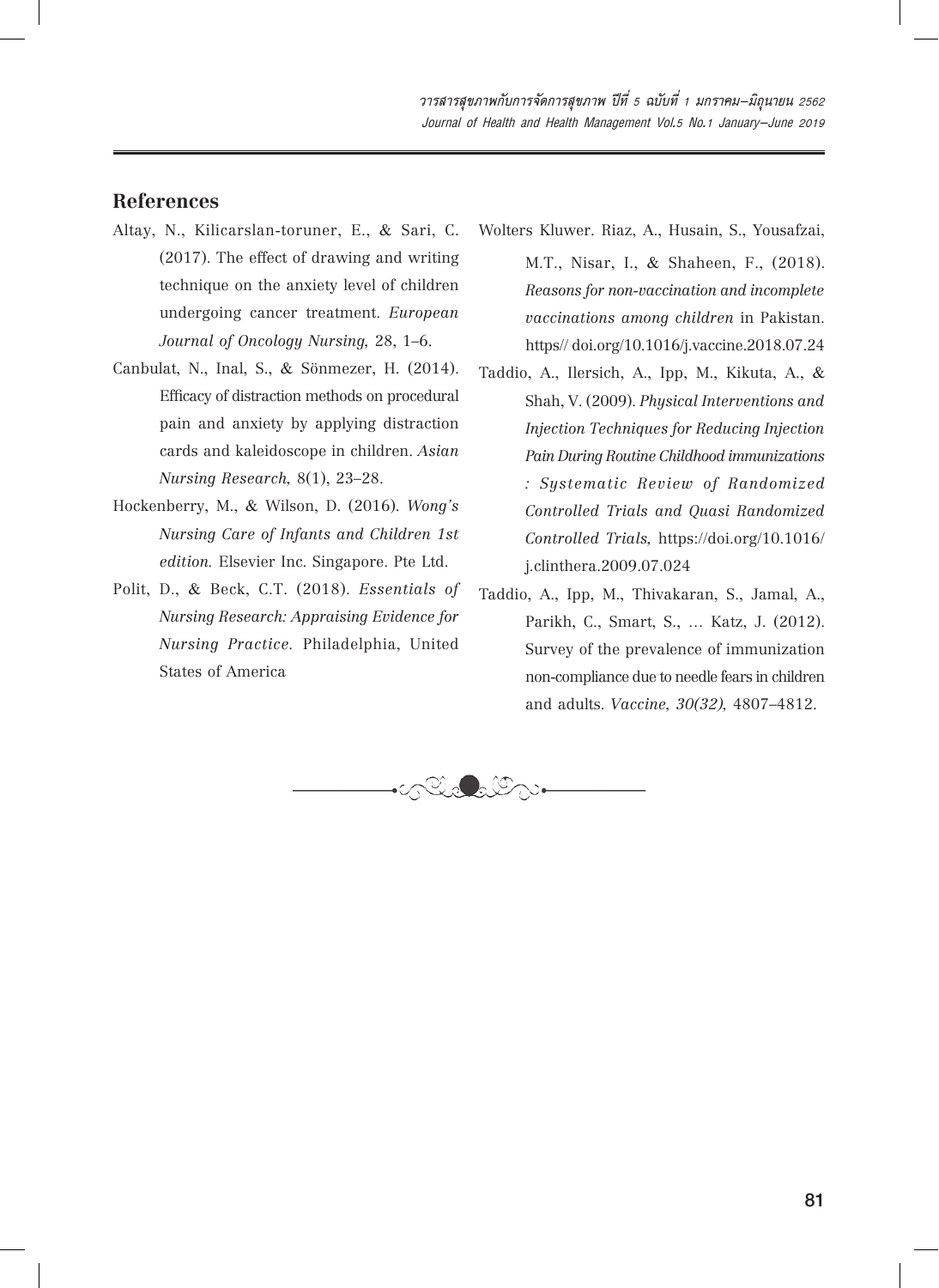## References

Altay, N., Kilicarslan-toruner, E., & Sari, C. (2017). The effect of drawing and writing technique on the anxiety level of children undergoing cancer treatment. *European Journal of Oncology Nursing*, 28, 1–6.

Canbulat, N., Inal, S., & Sönmezer, H. (2014). Efficacy of distraction methods on procedural pain and anxiety by applying distraction cards and kaleidoscope in children. *Asian Nursing Research*, 8(1), 23–28.

Hockenberry, M., & Wilson, D. (2016). *Wong's Nursing Care of Infants and Children 1st edition*. Elsevier Inc. Singapore. Pte Ltd.

Polit, D., & Beck, C.T. (2018). *Essentials of Nursing Research: Appraising Evidence for Nursing Practice*. Philadelphia, United States of America Wolters Kluwer. Riaz, A., Husain, S., Yousafzai, M.T., Nisar, I., & Shaheen, F., (2018). *Reasons for non-vaccination and incomplete vaccinations among children* in Pakistan. https// doi.org/10.1016/j.vaccine.2018.07.24

Taddio, A., Ilersich, A., Ipp, M., Kikuta, A., & Shah, V. (2009). *Physical Interventions and Injection Techniques for Reducing Injection Pain During Routine Childhood immunizations : Systematic Review of Randomized Controlled Trials and Quasi Randomized Controlled Trials*, https://doi.org/10.1016/j.clinthera.2009.07.024

Taddio, A., Ipp, M., Thivakaran, S., Jamal, A., Parikh, C., Smart, S., … Katz, J. (2012). Survey of the prevalence of immunization non-compliance due to needle fears in children and adults. *Vaccine, 30(32)*, 4807–4812.